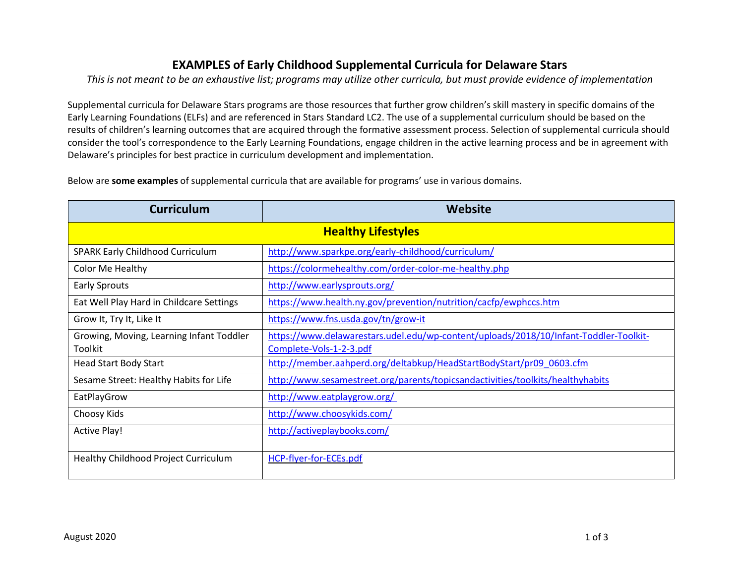# EXAMPLES of Early Childhood Supplemental Curricula for Delaware Stars

*This is not meant to be an exhaustive list; programs may utilize other curricula, but must provide evidence of implementation*

Supplemental curricula for Delaware Stars programs are those resources that further grow children's skill mastery in specific domains of the Early Learning Foundations (ELFs) and are referenced in Stars Standard LC2. The use of a supplemental curriculum should be based on the results of children's learning outcomes that are acquired through the formative assessment process. Selection of supplemental curricula should consider the tool's correspondence to the Early Learning Foundations, engage children in the active learning process and be in agreement with Delaware's principles for best practice in curriculum development and implementation.

Below are **some examples** of supplemental curricula that are available for programs' use in various domains.

| Curriculum | Website |
|---|---|
| **Healthy Lifestyles** | |
| SPARK Early Childhood Curriculum | http://www.sparkpe.org/early-childhood/curriculum/ |
| Color Me Healthy | https://colormehealthy.com/order-color-me-healthy.php |
| Early Sprouts | http://www.earlysprouts.org/ |
| Eat Well Play Hard in Childcare Settings | https://www.health.ny.gov/prevention/nutrition/cacfp/ewphccs.htm |
| Grow It, Try It, Like It | https://www.fns.usda.gov/tn/grow-it |
| Growing, Moving, Learning Infant Toddler Toolkit | https://www.delawarestars.udel.edu/wp-content/uploads/2018/10/Infant-Toddler-Toolkit-Complete-Vols-1-2-3.pdf |
| Head Start Body Start | http://member.aahperd.org/deltabkup/HeadStartBodyStart/pr09_0603.cfm |
| Sesame Street: Healthy Habits for Life | http://www.sesamestreet.org/parents/topicsandactivities/toolkits/healthyhabits |
| EatPlayGrow | http://www.eatplaygrow.org/ |
| Choosy Kids | http://www.choosykids.com/ |
| Active Play! | http://activeplaybooks.com/ |
| Healthy Childhood Project Curriculum | HCP-flyer-for-ECEs.pdf |

August 2020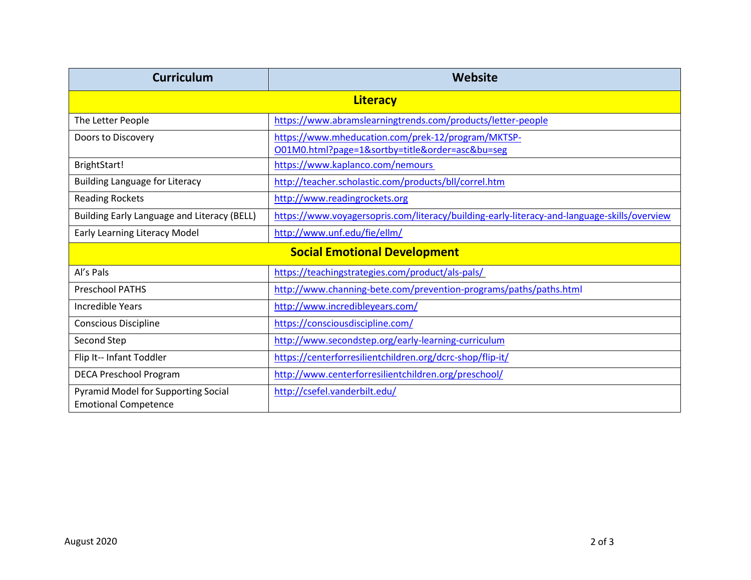| Curriculum | Website |
|---|---|
| **Literacy** | |
| The Letter People | https://www.abramslearningtrends.com/products/letter-people |
| Doors to Discovery | https://www.mheducation.com/prek-12/program/MKTSP-O01M0.html?page=1&sortby=title&order=asc&bu=seg |
| BrightStart! | https://www.kaplanco.com/nemours |
| Building Language for Literacy | http://teacher.scholastic.com/products/bll/correl.htm |
| Reading Rockets | http://www.readingrockets.org |
| Building Early Language and Literacy (BELL) | https://www.voyagersopris.com/literacy/building-early-literacy-and-language-skills/overview |
| Early Learning Literacy Model | http://www.unf.edu/fie/ellm/ |
| **Social Emotional Development** | |
| Al's Pals | https://teachingstrategies.com/product/als-pals/ |
| Preschool PATHS | http://www.channing-bete.com/prevention-programs/paths/paths.html |
| Incredible Years | http://www.incredibleyears.com/ |
| Conscious Discipline | https://consciousdiscipline.com/ |
| Second Step | http://www.secondstep.org/early-learning-curriculum |
| Flip It-- Infant Toddler | https://centerforresilientchildren.org/dcrc-shop/flip-it/ |
| DECA Preschool Program | http://www.centerforresilientchildren.org/preschool/ |
| Pyramid Model for Supporting Social Emotional Competence | http://csefel.vanderbilt.edu/ |

August 2020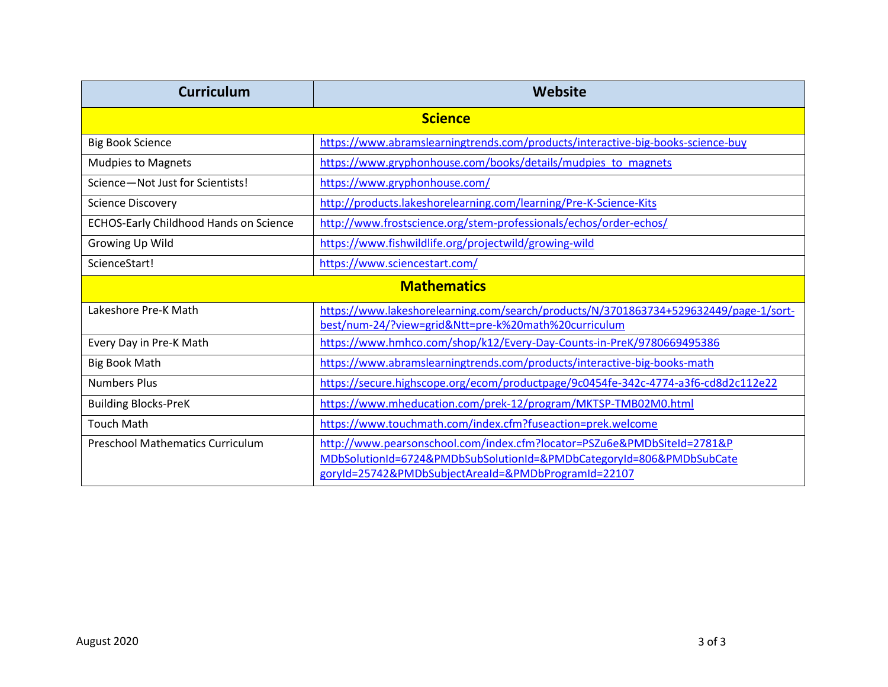| Curriculum | Website |
| --- | --- |
| **Science** | |
| Big Book Science | https://www.abramslearningtrends.com/products/interactive-big-books-science-buy |
| Mudpies to Magnets | https://www.gryphonhouse.com/books/details/mudpies_to_magnets |
| Science—Not Just for Scientists! | https://www.gryphonhouse.com/ |
| Science Discovery | http://products.lakeshorelearning.com/learning/Pre-K-Science-Kits |
| ECHOS-Early Childhood Hands on Science | http://www.frostscience.org/stem-professionals/echos/order-echos/ |
| Growing Up Wild | https://www.fishwildlife.org/projectwild/growing-wild |
| ScienceStart! | https://www.sciencestart.com/ |
| **Mathematics** | |
| Lakeshore Pre-K Math | https://www.lakeshorelearning.com/search/products/N/3701863734+529632449/page-1/sort-best/num-24/?view=grid&Ntt=pre-k%20math%20curriculum |
| Every Day in Pre-K Math | https://www.hmhco.com/shop/k12/Every-Day-Counts-in-PreK/9780669495386 |
| Big Book Math | https://www.abramslearningtrends.com/products/interactive-big-books-math |
| Numbers Plus | https://secure.highscope.org/ecom/productpage/9c0454fe-342c-4774-a3f6-cd8d2c112e22 |
| Building Blocks-PreK | https://www.mheducation.com/prek-12/program/MKTSP-TMB02M0.html |
| Touch Math | https://www.touchmath.com/index.cfm?fuseaction=prek.welcome |
| Preschool Mathematics Curriculum | http://www.pearsonschool.com/index.cfm?locator=PSZu6e&PMDbSiteId=2781&PMDbSolutionId=6724&PMDbSubSolutionId=&PMDbCategoryId=806&PMDbSubCategoryId=25742&PMDbSubjectAreaId=&PMDbProgramId=22107 |

August 2020